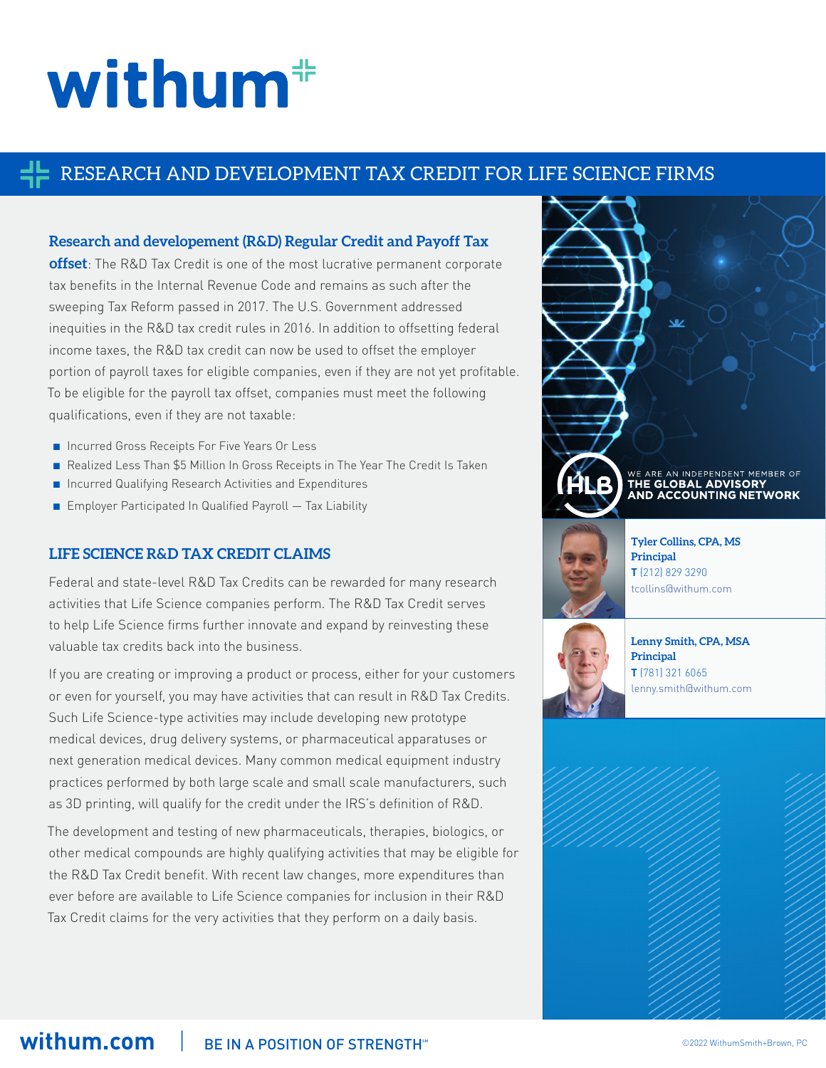withum

# RESEARCH AND DEVELOPMENT TAX CREDIT FOR LIFE SCIENCE FIRMS

**Research and developement (R&D) Regular Credit and Payoff Tax offset**: The R&D Tax Credit is one of the most lucrative permanent corporate tax benefits in the Internal Revenue Code and remains as such after the sweeping Tax Reform passed in 2017. The U.S. Government addressed inequities in the R&D tax credit rules in 2016. In addition to offsetting federal income taxes, the R&D tax credit can now be used to offset the employer portion of payroll taxes for eligible companies, even if they are not yet profitable. To be eligible for the payroll tax offset, companies must meet the following qualifications, even if they are not taxable:

- Incurred Gross Receipts For Five Years Or Less
- Realized Less Than $5 Million In Gross Receipts in The Year The Credit Is Taken
- Incurred Qualifying Research Activities and Expenditures
- Employer Participated In Qualified Payroll — Tax Liability

## LIFE SCIENCE R&D TAX CREDIT CLAIMS

Federal and state-level R&D Tax Credits can be rewarded for many research activities that Life Science companies perform. The R&D Tax Credit serves to help Life Science firms further innovate and expand by reinvesting these valuable tax credits back into the business.

If you are creating or improving a product or process, either for your customers or even for yourself, you may have activities that can result in R&D Tax Credits. Such Life Science-type activities may include developing new prototype medical devices, drug delivery systems, or pharmaceutical apparatuses or next generation medical devices. Many common medical equipment industry practices performed by both large scale and small scale manufacturers, such as 3D printing, will qualify for the credit under the IRS's definition of R&D.

The development and testing of new pharmaceuticals, therapies, biologics, or other medical compounds are highly qualifying activities that may be eligible for the R&D Tax Credit benefit. With recent law changes, more expenditures than ever before are available to Life Science companies for inclusion in their R&D Tax Credit claims for the very activities that they perform on a daily basis.

WE ARE AN INDEPENDENT MEMBER OF **THE GLOBAL ADVISORY AND ACCOUNTING NETWORK**

**Tyler Collins, CPA, MS**
**Principal**
**T** (212) 829 3290
tcollins@withum.com

**Lenny Smith, CPA, MSA**
**Principal**
**T** (781) 321 6065
lenny.smith@withum.com

withum.com | BE IN A POSITION OF STRENGTH℠

©2022 WithumSmith+Brown, PC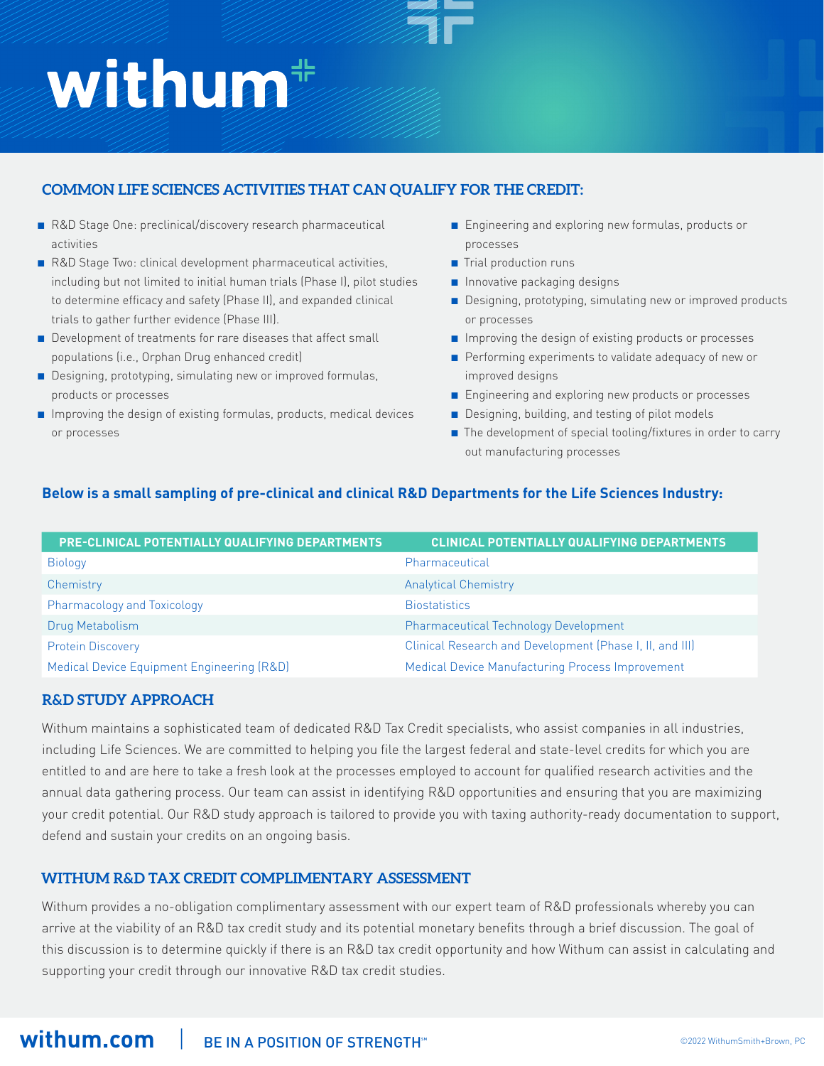## COMMON LIFE SCIENCES ACTIVITIES THAT CAN QUALIFY FOR THE CREDIT:

- R&D Stage One: preclinical/discovery research pharmaceutical activities
- R&D Stage Two: clinical development pharmaceutical activities, including but not limited to initial human trials (Phase I), pilot studies to determine efficacy and safety (Phase II), and expanded clinical trials to gather further evidence (Phase III).
- Development of treatments for rare diseases that affect small populations (i.e., Orphan Drug enhanced credit)
- Designing, prototyping, simulating new or improved formulas, products or processes
- Improving the design of existing formulas, products, medical devices or processes
- Engineering and exploring new formulas, products or processes
- Trial production runs
- Innovative packaging designs
- Designing, prototyping, simulating new or improved products or processes
- Improving the design of existing products or processes
- Performing experiments to validate adequacy of new or improved designs
- Engineering and exploring new products or processes
- Designing, building, and testing of pilot models
- The development of special tooling/fixtures in order to carry out manufacturing processes

### Below is a small sampling of pre-clinical and clinical R&D Departments for the Life Sciences Industry:

| PRE-CLINICAL POTENTIALLY QUALIFYING DEPARTMENTS | CLINICAL POTENTIALLY QUALIFYING DEPARTMENTS |
|---|---|
| Biology | Pharmaceutical |
| Chemistry | Analytical Chemistry |
| Pharmacology and Toxicology | Biostatistics |
| Drug Metabolism | Pharmaceutical Technology Development |
| Protein Discovery | Clinical Research and Development (Phase I, II, and III) |
| Medical Device Equipment Engineering (R&D) | Medical Device Manufacturing Process Improvement |

## R&D STUDY APPROACH

Withum maintains a sophisticated team of dedicated R&D Tax Credit specialists, who assist companies in all industries, including Life Sciences. We are committed to helping you file the largest federal and state-level credits for which you are entitled to and are here to take a fresh look at the processes employed to account for qualified research activities and the annual data gathering process. Our team can assist in identifying R&D opportunities and ensuring that you are maximizing your credit potential. Our R&D study approach is tailored to provide you with taxing authority-ready documentation to support, defend and sustain your credits on an ongoing basis.

## WITHUM R&D TAX CREDIT COMPLIMENTARY ASSESSMENT

Withum provides a no-obligation complimentary assessment with our expert team of R&D professionals whereby you can arrive at the viability of an R&D tax credit study and its potential monetary benefits through a brief discussion. The goal of this discussion is to determine quickly if there is an R&D tax credit opportunity and how Withum can assist in calculating and supporting your credit through our innovative R&D tax credit studies.

withum.com | BE IN A POSITION OF STRENGTH℠

©2022 WithumSmith+Brown, PC